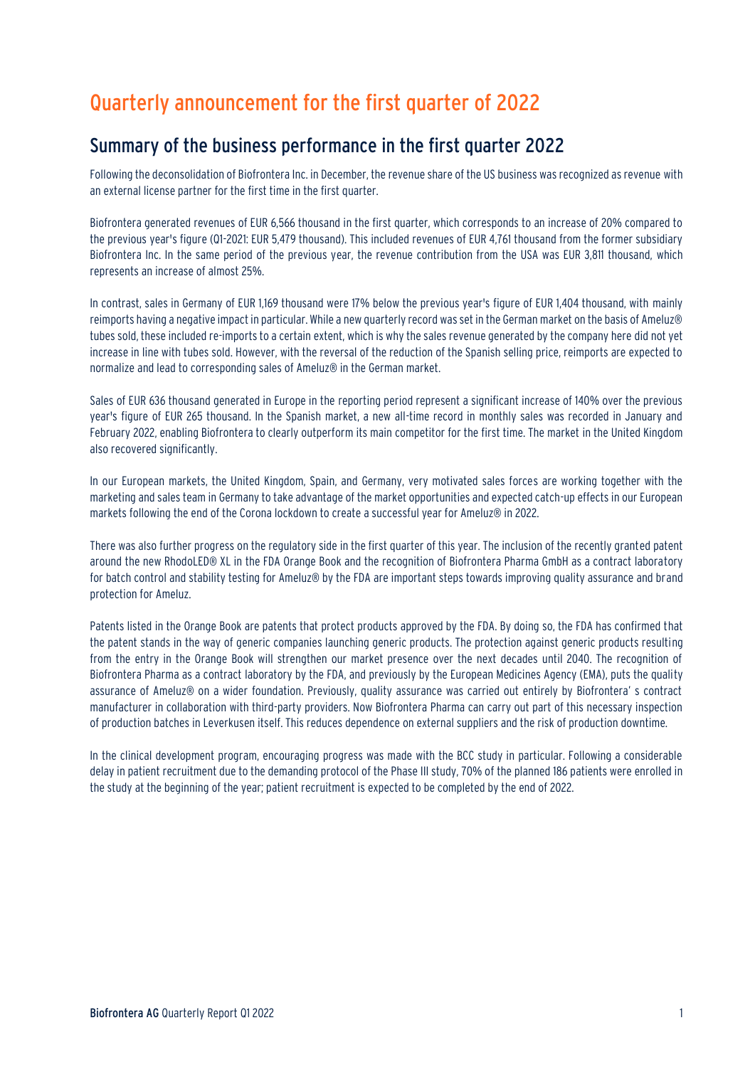# Quarterly announcement for the first quarter of 2022

## Summary of the business performance in the first quarter 2022

Following the deconsolidation of Biofrontera Inc. in December, the revenue share of the US business was recognized as revenue with an external license partner for the first time in the first quarter.

Biofrontera generated revenues of EUR 6,566 thousand in the first quarter, which corresponds to an increase of 20% compared to the previous year's figure (Q1-2021: EUR 5,479 thousand). This included revenues of EUR 4,761 thousand from the former subsidiary Biofrontera Inc. In the same period of the previous year, the revenue contribution from the USA was EUR 3,811 thousand, which represents an increase of almost 25%.

In contrast, sales in Germany of EUR 1,169 thousand were 17% below the previous year's figure of EUR 1,404 thousand, with mainly reimports having a negative impact in particular. While a new quarterly record was set in the German market on the basis of Ameluz® tubes sold, these included re-imports to a certain extent, which is why the sales revenue generated by the company here did not yet increase in line with tubes sold. However, with the reversal of the reduction of the Spanish selling price, reimports are expected to normalize and lead to corresponding sales of Ameluz® in the German market.

Sales of EUR 636 thousand generated in Europe in the reporting period represent a significant increase of 140% over the previous year's figure of EUR 265 thousand. In the Spanish market, a new all-time record in monthly sales was recorded in January and February 2022, enabling Biofrontera to clearly outperform its main competitor for the first time. The market in the United Kingdom also recovered significantly.

In our European markets, the United Kingdom, Spain, and Germany, very motivated sales forces are working together with the marketing and sales team in Germany to take advantage of the market opportunities and expected catch-up effects in our European markets following the end of the Corona lockdown to create a successful year for Ameluz® in 2022.

There was also further progress on the regulatory side in the first quarter of this year. The inclusion of the recently granted patent around the new RhodoLED® XL in the FDA Orange Book and the recognition of Biofrontera Pharma GmbH as a contract laboratory for batch control and stability testing for Ameluz® by the FDA are important steps towards improving quality assurance and brand protection for Ameluz.

Patents listed in the Orange Book are patents that protect products approved by the FDA. By doing so, the FDA has confirmed that the patent stands in the way of generic companies launching generic products. The protection against generic products resulting from the entry in the Orange Book will strengthen our market presence over the next decades until 2040. The recognition of Biofrontera Pharma as a contract laboratory by the FDA, and previously by the European Medicines Agency (EMA), puts the quality assurance of Ameluz® on a wider foundation. Previously, quality assurance was carried out entirely by Biofrontera' s contract manufacturer in collaboration with third-party providers. Now Biofrontera Pharma can carry out part of this necessary inspection of production batches in Leverkusen itself. This reduces dependence on external suppliers and the risk of production downtime.

In the clinical development program, encouraging progress was made with the BCC study in particular. Following a considerable delay in patient recruitment due to the demanding protocol of the Phase III study, 70% of the planned 186 patients were enrolled in the study at the beginning of the year; patient recruitment is expected to be completed by the end of 2022.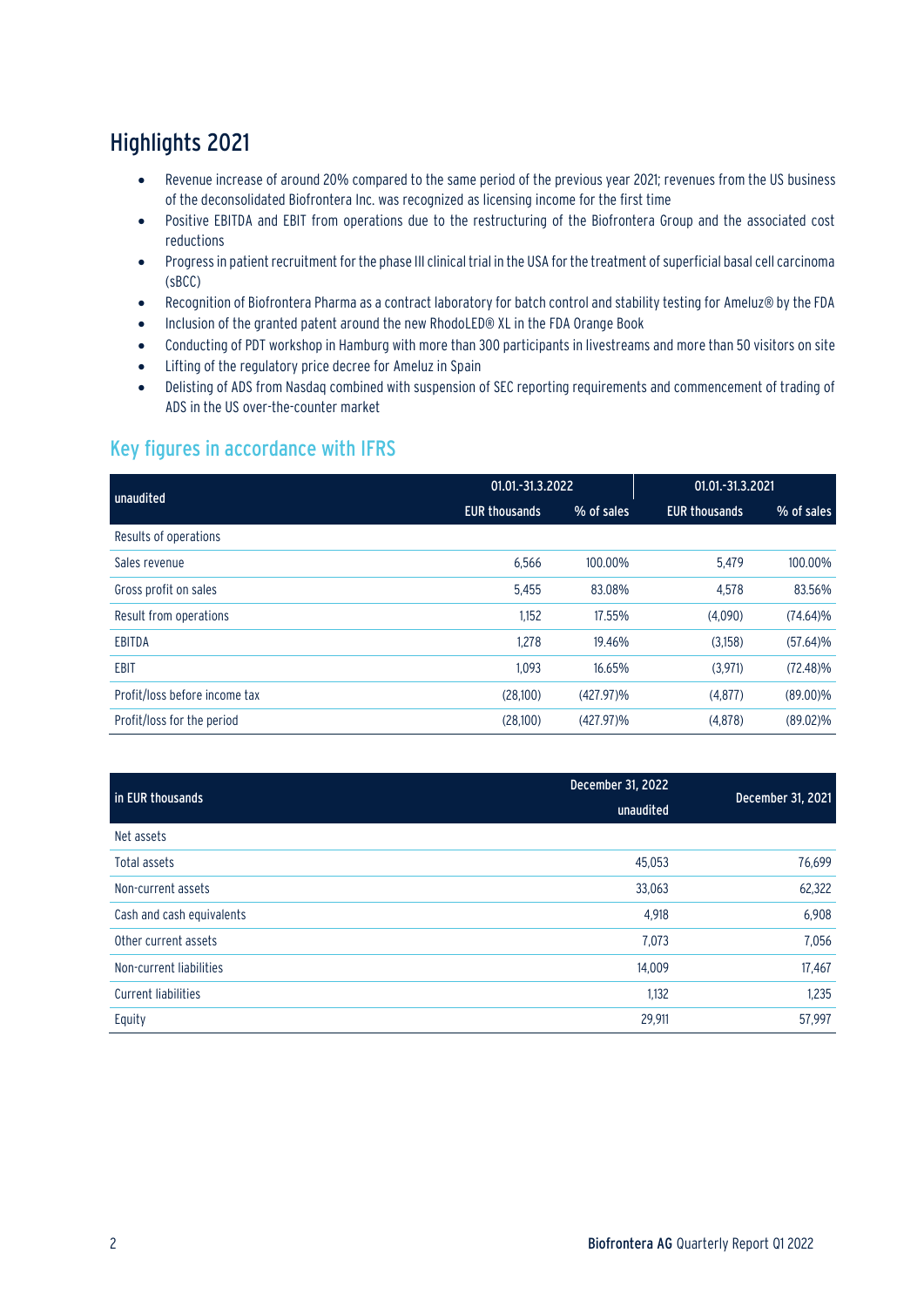## Highlights 2021

- Revenue increase of around 20% compared to the same period of the previous year 2021; revenues from the US business of the deconsolidated Biofrontera Inc. was recognized as licensing income for the first time
- Positive EBITDA and EBIT from operations due to the restructuring of the Biofrontera Group and the associated cost reductions
- Progress in patient recruitment for the phase III clinical trial in the USA for the treatment of superficial basal cell carcinoma (sBCC)
- Recognition of Biofrontera Pharma as a contract laboratory for batch control and stability testing for Ameluz® by the FDA
- Inclusion of the granted patent around the new RhodoLED® XL in the FDA Orange Book
- Conducting of PDT workshop in Hamburg with more than 300 participants in livestreams and more than 50 visitors on site
- Lifting of the regulatory price decree for Ameluz in Spain
- Delisting of ADS from Nasdaq combined with suspension of SEC reporting requirements and commencement of trading of ADS in the US over-the-counter market

## Key figures in accordance with IFRS

| unaudited | 01.01.-31.3.2022 | | 01.01.-31.3.2021 | |
|---|---|---|---|---|
| | EUR thousands | % of sales | EUR thousands | % of sales |
| Results of operations | | | | |
| Sales revenue | 6,566 | 100.00% | 5,479 | 100.00% |
| Gross profit on sales | 5,455 | 83.08% | 4,578 | 83.56% |
| Result from operations | 1,152 | 17.55% | (4,090) | (74.64)% |
| EBITDA | 1,278 | 19.46% | (3,158) | (57.64)% |
| EBIT | 1,093 | 16.65% | (3,971) | (72.48)% |
| Profit/loss before income tax | (28,100) | (427.97)% | (4,877) | (89.00)% |
| Profit/loss for the period | (28,100) | (427.97)% | (4,878) | (89.02)% |

| in EUR thousands | December 31, 2022 unaudited | December 31, 2021 |
|---|---|---|
| Net assets | | |
| Total assets | 45,053 | 76,699 |
| Non-current assets | 33,063 | 62,322 |
| Cash and cash equivalents | 4,918 | 6,908 |
| Other current assets | 7,073 | 7,056 |
| Non-current liabilities | 14,009 | 17,467 |
| Current liabilities | 1,132 | 1,235 |
| Equity | 29,911 | 57,997 |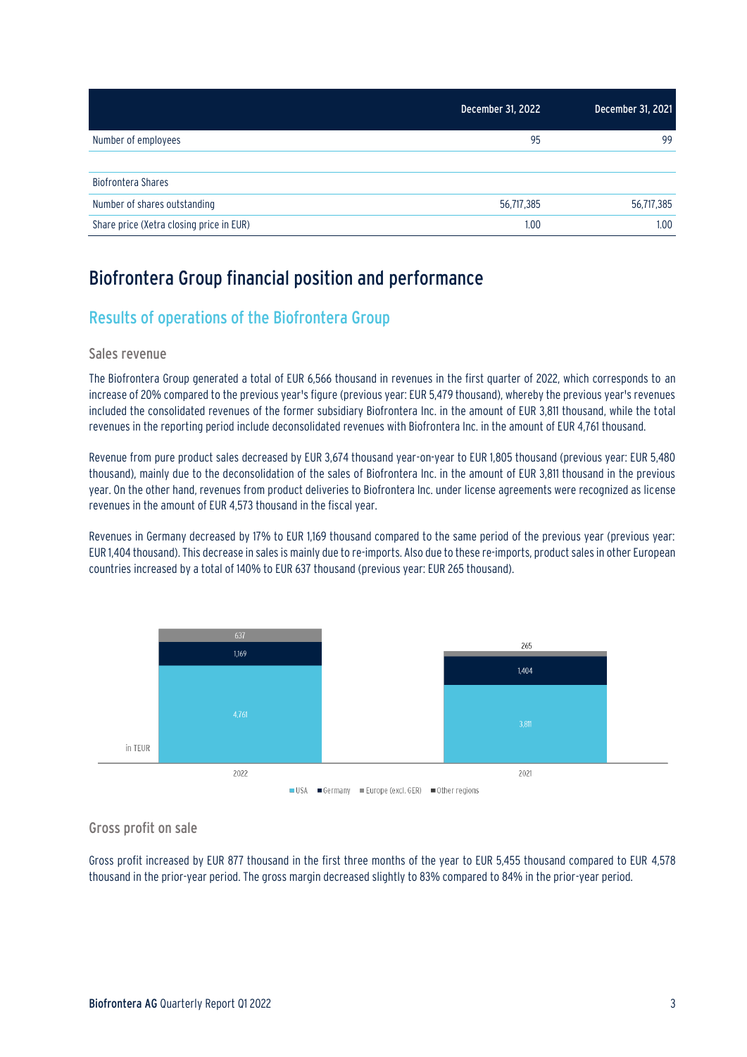| | December 31, 2022 | December 31, 2021 |
|---|---|---|
| Number of employees | 95 | 99 |
| | | |
| Biofrontera Shares | | |
| Number of shares outstanding | 56,717,385 | 56,717,385 |
| Share price (Xetra closing price in EUR) | 1.00 | 1.00 |

# Biofrontera Group financial position and performance

## Results of operations of the Biofrontera Group

### Sales revenue

The Biofrontera Group generated a total of EUR 6,566 thousand in revenues in the first quarter of 2022, which corresponds to an increase of 20% compared to the previous year's figure (previous year: EUR 5,479 thousand), whereby the previous year's revenues included the consolidated revenues of the former subsidiary Biofrontera Inc. in the amount of EUR 3,811 thousand, while the total revenues in the reporting period include deconsolidated revenues with Biofrontera Inc. in the amount of EUR 4,761 thousand.

Revenue from pure product sales decreased by EUR 3,674 thousand year-on-year to EUR 1,805 thousand (previous year: EUR 5,480 thousand), mainly due to the deconsolidation of the sales of Biofrontera Inc. in the amount of EUR 3,811 thousand in the previous year. On the other hand, revenues from product deliveries to Biofrontera Inc. under license agreements were recognized as license revenues in the amount of EUR 4,573 thousand in the fiscal year.

Revenues in Germany decreased by 17% to EUR 1,169 thousand compared to the same period of the previous year (previous year: EUR 1,404 thousand). This decrease in sales is mainly due to re-imports. Also due to these re-imports, product sales in other European countries increased by a total of 140% to EUR 637 thousand (previous year: EUR 265 thousand).

| in TEUR | 2022 | 2021 |
|---|---|---|
| USA | 4,761 | 3,811 |
| Germany | 1,169 | 1,404 |
| Europe (excl. GER) | 637 | 265 |
| Other regions | | |

### Gross profit on sale

Gross profit increased by EUR 877 thousand in the first three months of the year to EUR 5,455 thousand compared to EUR 4,578 thousand in the prior-year period. The gross margin decreased slightly to 83% compared to 84% in the prior-year period.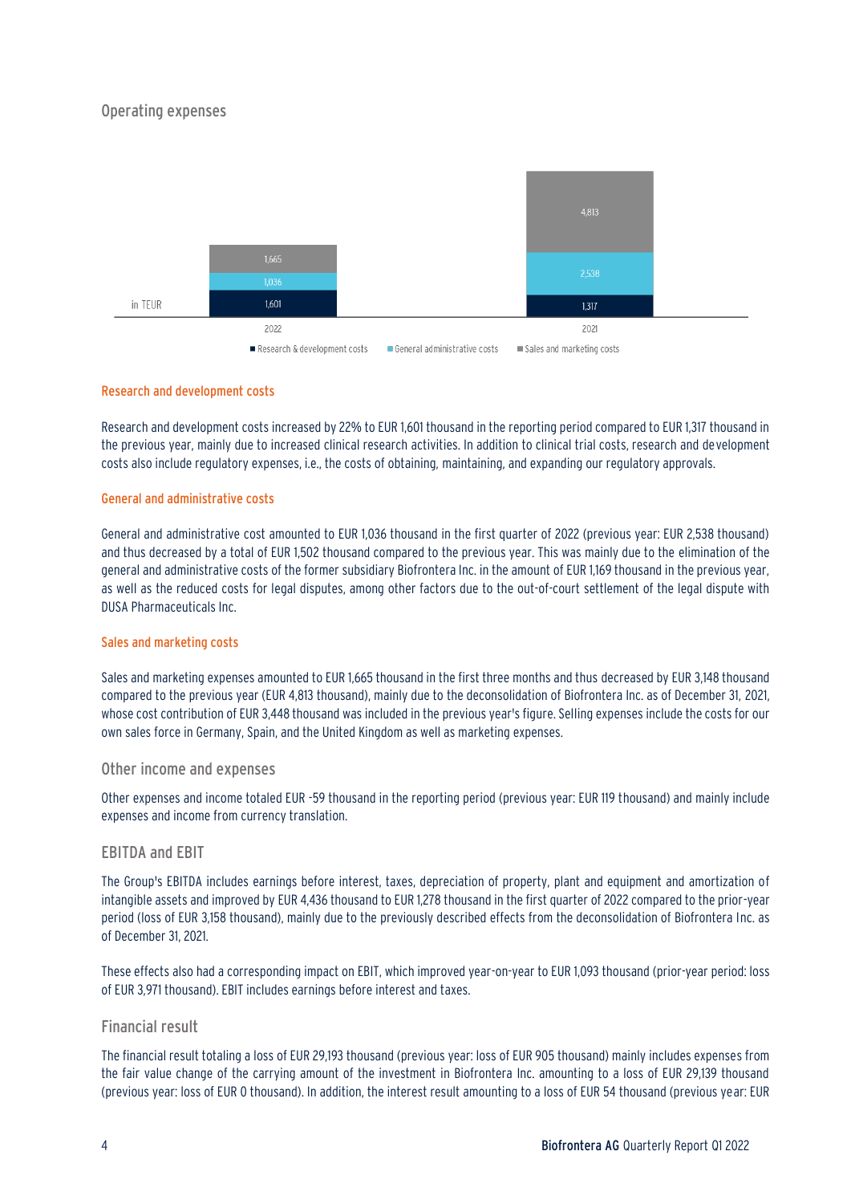## Operating expenses

| in TEUR | 2022 | 2021 |
|---|---|---|
| Sales and marketing costs | 1,665 | 4,813 |
| General administrative costs | 1,036 | 2,538 |
| Research & development costs | 1,601 | 1,317 |

### Research and development costs

Research and development costs increased by 22% to EUR 1,601 thousand in the reporting period compared to EUR 1,317 thousand in the previous year, mainly due to increased clinical research activities. In addition to clinical trial costs, research and development costs also include regulatory expenses, i.e., the costs of obtaining, maintaining, and expanding our regulatory approvals.

### General and administrative costs

General and administrative cost amounted to EUR 1,036 thousand in the first quarter of 2022 (previous year: EUR 2,538 thousand) and thus decreased by a total of EUR 1,502 thousand compared to the previous year. This was mainly due to the elimination of the general and administrative costs of the former subsidiary Biofrontera Inc. in the amount of EUR 1,169 thousand in the previous year, as well as the reduced costs for legal disputes, among other factors due to the out-of-court settlement of the legal dispute with DUSA Pharmaceuticals Inc.

### Sales and marketing costs

Sales and marketing expenses amounted to EUR 1,665 thousand in the first three months and thus decreased by EUR 3,148 thousand compared to the previous year (EUR 4,813 thousand), mainly due to the deconsolidation of Biofrontera Inc. as of December 31, 2021, whose cost contribution of EUR 3,448 thousand was included in the previous year's figure. Selling expenses include the costs for our own sales force in Germany, Spain, and the United Kingdom as well as marketing expenses.

## Other income and expenses

Other expenses and income totaled EUR -59 thousand in the reporting period (previous year: EUR 119 thousand) and mainly include expenses and income from currency translation.

## EBITDA and EBIT

The Group's EBITDA includes earnings before interest, taxes, depreciation of property, plant and equipment and amortization of intangible assets and improved by EUR 4,436 thousand to EUR 1,278 thousand in the first quarter of 2022 compared to the prior-year period (loss of EUR 3,158 thousand), mainly due to the previously described effects from the deconsolidation of Biofrontera Inc. as of December 31, 2021.

These effects also had a corresponding impact on EBIT, which improved year-on-year to EUR 1,093 thousand (prior-year period: loss of EUR 3,971 thousand). EBIT includes earnings before interest and taxes.

## Financial result

The financial result totaling a loss of EUR 29,193 thousand (previous year: loss of EUR 905 thousand) mainly includes expenses from the fair value change of the carrying amount of the investment in Biofrontera Inc. amounting to a loss of EUR 29,139 thousand (previous year: loss of EUR 0 thousand). In addition, the interest result amounting to a loss of EUR 54 thousand (previous year: EUR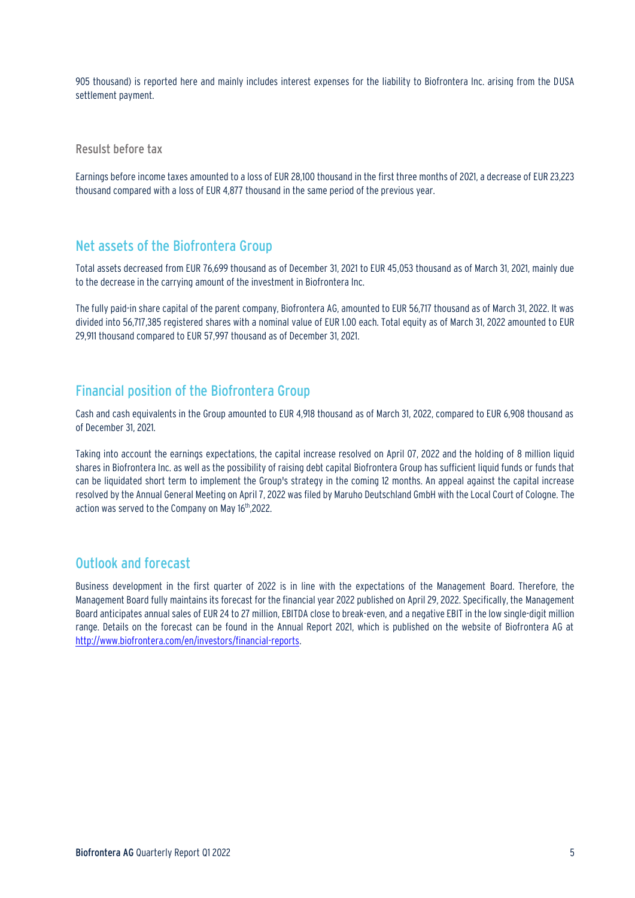905 thousand) is reported here and mainly includes interest expenses for the liability to Biofrontera Inc. arising from the DUSA settlement payment.

### Resulst before tax

Earnings before income taxes amounted to a loss of EUR 28,100 thousand in the first three months of 2021, a decrease of EUR 23,223 thousand compared with a loss of EUR 4,877 thousand in the same period of the previous year.

## Net assets of the Biofrontera Group

Total assets decreased from EUR 76,699 thousand as of December 31, 2021 to EUR 45,053 thousand as of March 31, 2021, mainly due to the decrease in the carrying amount of the investment in Biofrontera Inc.

The fully paid-in share capital of the parent company, Biofrontera AG, amounted to EUR 56,717 thousand as of March 31, 2022. It was divided into 56,717,385 registered shares with a nominal value of EUR 1.00 each. Total equity as of March 31, 2022 amounted to EUR 29,911 thousand compared to EUR 57,997 thousand as of December 31, 2021.

## Financial position of the Biofrontera Group

Cash and cash equivalents in the Group amounted to EUR 4,918 thousand as of March 31, 2022, compared to EUR 6,908 thousand as of December 31, 2021.

Taking into account the earnings expectations, the capital increase resolved on April 07, 2022 and the holding of 8 million liquid shares in Biofrontera Inc. as well as the possibility of raising debt capital Biofrontera Group has sufficient liquid funds or funds that can be liquidated short term to implement the Group's strategy in the coming 12 months. An appeal against the capital increase resolved by the Annual General Meeting on April 7, 2022 was filed by Maruho Deutschland GmbH with the Local Court of Cologne. The action was served to the Company on May 16th,2022.

## Outlook and forecast

Business development in the first quarter of 2022 is in line with the expectations of the Management Board. Therefore, the Management Board fully maintains its forecast for the financial year 2022 published on April 29, 2022. Specifically, the Management Board anticipates annual sales of EUR 24 to 27 million, EBITDA close to break-even, and a negative EBIT in the low single-digit million range. Details on the forecast can be found in the Annual Report 2021, which is published on the website of Biofrontera AG at [http://www.biofrontera.com/en/investors/financial-reports](http://www.biofrontera.com/en/investors/financial-reports).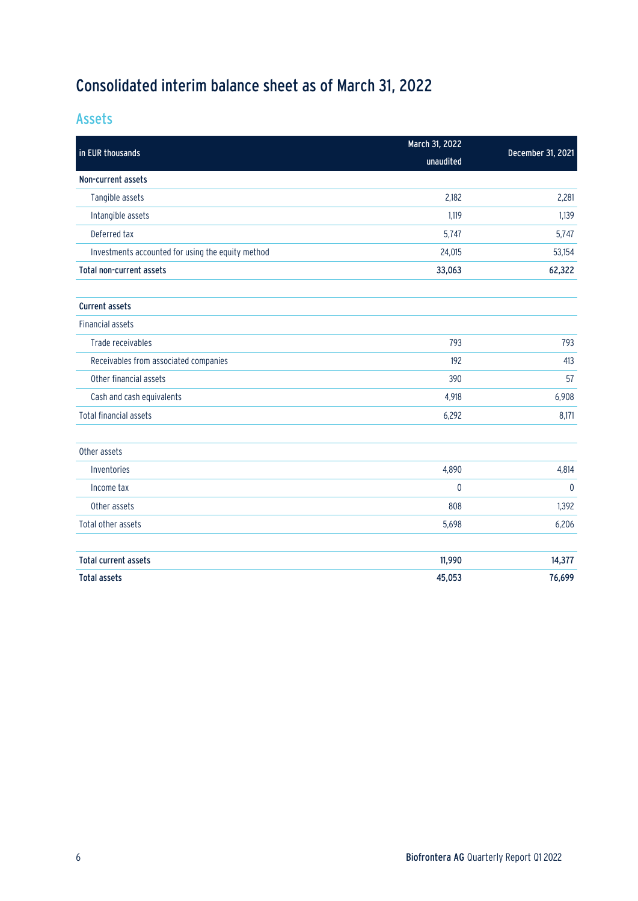# Consolidated interim balance sheet as of March 31, 2022

## Assets

| in EUR thousands | March 31, 2022 unaudited | December 31, 2021 |
|---|---|---|
| **Non-current assets** | | |
| Tangible assets | 2,182 | 2,281 |
| Intangible assets | 1,119 | 1,139 |
| Deferred tax | 5,747 | 5,747 |
| Investments accounted for using the equity method | 24,015 | 53,154 |
| **Total non-current assets** | **33,063** | **62,322** |
| | | |
| **Current assets** | | |
| Financial assets | | |
| Trade receivables | 793 | 793 |
| Receivables from associated companies | 192 | 413 |
| Other financial assets | 390 | 57 |
| Cash and cash equivalents | 4,918 | 6,908 |
| Total financial assets | 6,292 | 8,171 |
| | | |
| Other assets | | |
| Inventories | 4,890 | 4,814 |
| Income tax | 0 | 0 |
| Other assets | 808 | 1,392 |
| Total other assets | 5,698 | 6,206 |
| | | |
| **Total current assets** | **11,990** | **14,377** |
| **Total assets** | **45,053** | **76,699** |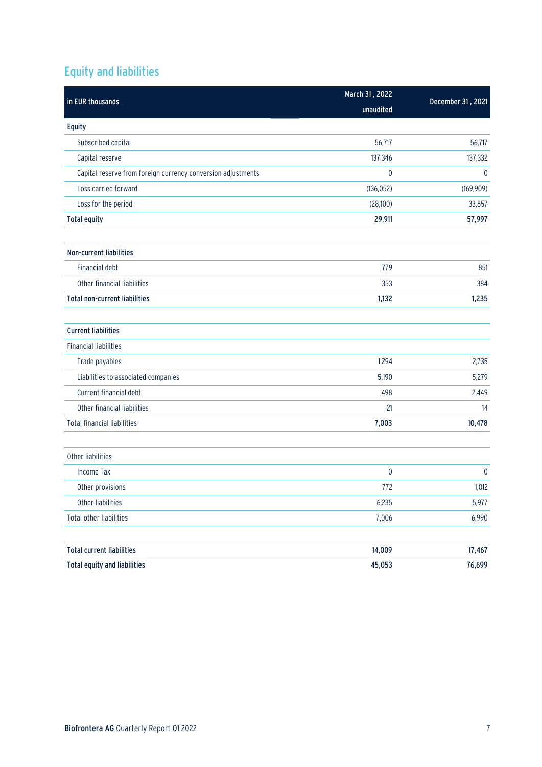## Equity and liabilities

| in EUR thousands | March 31 , 2022 unaudited | December 31 , 2021 |
|---|---|---|
| **Equity** | | |
| Subscribed capital | 56,717 | 56,717 |
| Capital reserve | 137,346 | 137,332 |
| Capital reserve from foreign currency conversion adjustments | 0 | 0 |
| Loss carried forward | (136,052) | (169,909) |
| Loss for the period | (28,100) | 33,857 |
| **Total equity** | **29,911** | **57,997** |
| | | |
| **Non-current liabilities** | | |
| Financial debt | 779 | 851 |
| Other financial liabilities | 353 | 384 |
| **Total non-current liabilities** | **1,132** | **1,235** |
| | | |
| **Current liabilities** | | |
| Financial liabilities | | |
| Trade payables | 1,294 | 2,735 |
| Liabilities to associated companies | 5,190 | 5,279 |
| Current financial debt | 498 | 2,449 |
| Other financial liabilities | 21 | 14 |
| Total financial liabilities | **7,003** | **10,478** |
| | | |
| Other liabilities | | |
| Income Tax | 0 | 0 |
| Other provisions | 772 | 1,012 |
| Other liabilities | 6,235 | 5,977 |
| Total other liabilities | 7,006 | 6,990 |
| | | |
| **Total current liabilities** | **14,009** | **17,467** |
| **Total equity and liabilities** | **45,053** | **76,699** |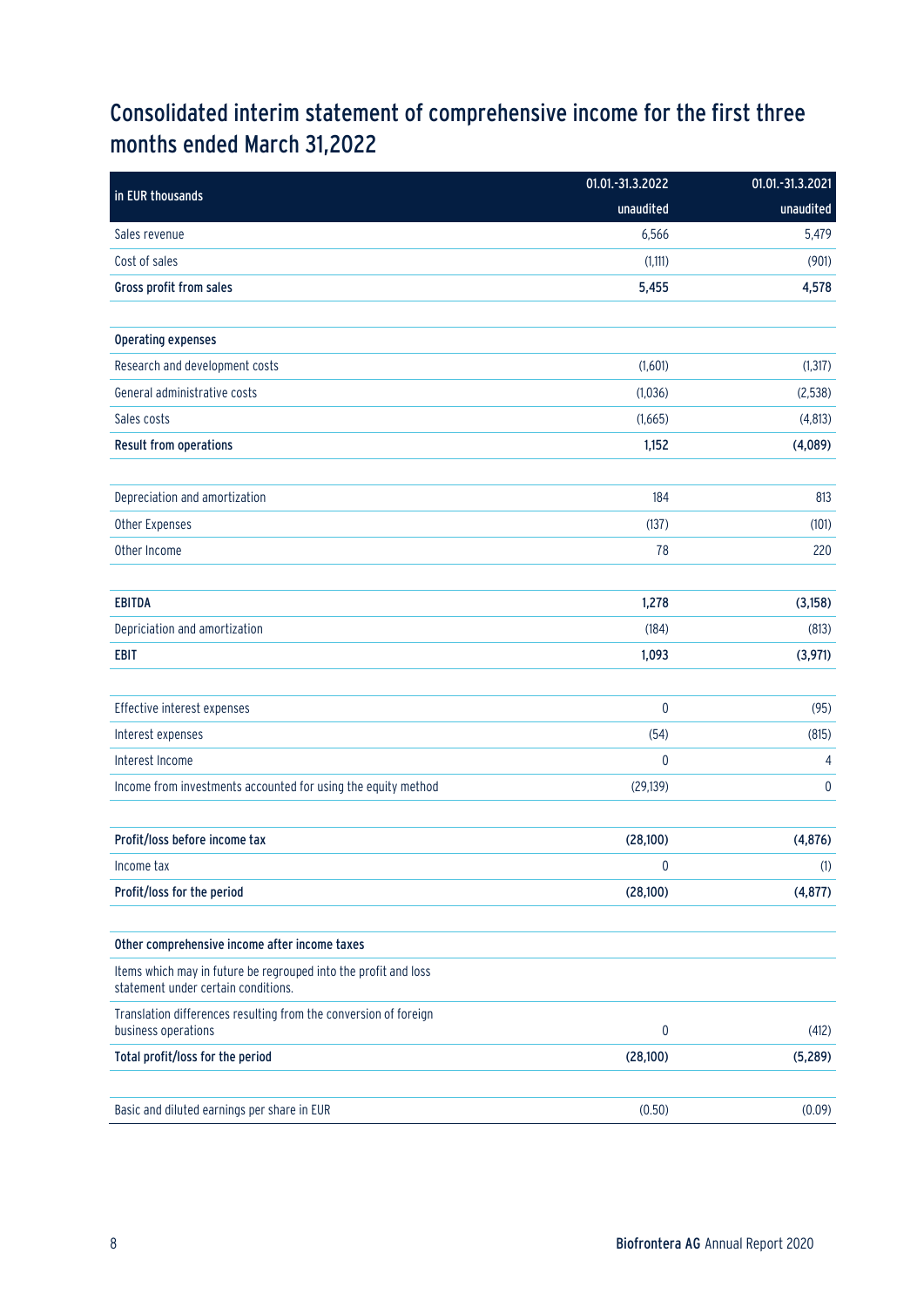## Consolidated interim statement of comprehensive income for the first three months ended March 31,2022

| in EUR thousands | 01.01.-31.3.2022 unaudited | 01.01.-31.3.2021 unaudited |
|---|---|---|
| Sales revenue | 6,566 | 5,479 |
| Cost of sales | (1,111) | (901) |
| **Gross profit from sales** | **5,455** | **4,578** |
| | | |
| **Operating expenses** | | |
| Research and development costs | (1,601) | (1,317) |
| General administrative costs | (1,036) | (2,538) |
| Sales costs | (1,665) | (4,813) |
| **Result from operations** | **1,152** | **(4,089)** |
| | | |
| Depreciation and amortization | 184 | 813 |
| Other Expenses | (137) | (101) |
| Other Income | 78 | 220 |
| | | |
| **EBITDA** | **1,278** | **(3,158)** |
| Depriciation and amortization | (184) | (813) |
| **EBIT** | **1,093** | **(3,971)** |
| | | |
| Effective interest expenses | 0 | (95) |
| Interest expenses | (54) | (815) |
| Interest Income | 0 | 4 |
| Income from investments accounted for using the equity method | (29,139) | 0 |
| | | |
| **Profit/loss before income tax** | **(28,100)** | **(4,876)** |
| Income tax | 0 | (1) |
| **Profit/loss for the period** | **(28,100)** | **(4,877)** |
| | | |
| Other comprehensive income after income taxes | | |
| Items which may in future be regrouped into the profit and loss statement under certain conditions. | | |
| Translation differences resulting from the conversion of foreign business operations | 0 | (412) |
| **Total profit/loss for the period** | **(28,100)** | **(5,289)** |
| | | |
| Basic and diluted earnings per share in EUR | (0.50) | (0.09) |